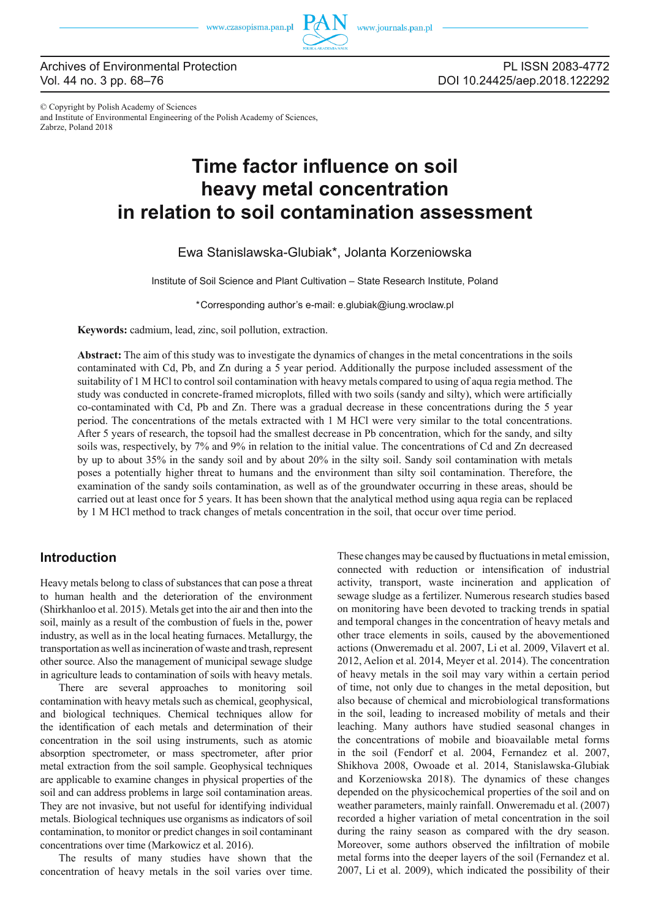Archives of Environmental Protection
Vol. 44 no. 3 pp. 68–76

PL ISSN 2083-4772
DOI 10.24425/aep.2018.122292

© Copyright by Polish Academy of Sciences
and Institute of Environmental Engineering of the Polish Academy of Sciences,
Zabrze, Poland 2018

# Time factor influence on soil heavy metal concentration in relation to soil contamination assessment

Ewa Stanislawska-Glubiak*, Jolanta Korzeniowska

Institute of Soil Science and Plant Cultivation – State Research Institute, Poland

*Corresponding author's e-mail: e.glubiak@iung.wroclaw.pl

**Keywords:** cadmium, lead, zinc, soil pollution, extraction.

**Abstract:** The aim of this study was to investigate the dynamics of changes in the metal concentrations in the soils contaminated with Cd, Pb, and Zn during a 5 year period. Additionally the purpose included assessment of the suitability of 1 M HCl to control soil contamination with heavy metals compared to using of aqua regia method. The study was conducted in concrete-framed microplots, filled with two soils (sandy and silty), which were artificially co-contaminated with Cd, Pb and Zn. There was a gradual decrease in these concentrations during the 5 year period. The concentrations of the metals extracted with 1 M HCl were very similar to the total concentrations. After 5 years of research, the topsoil had the smallest decrease in Pb concentration, which for the sandy, and silty soils was, respectively, by 7% and 9% in relation to the initial value. The concentrations of Cd and Zn decreased by up to about 35% in the sandy soil and by about 20% in the silty soil. Sandy soil contamination with metals poses a potentially higher threat to humans and the environment than silty soil contamination. Therefore, the examination of the sandy soils contamination, as well as of the groundwater occurring in these areas, should be carried out at least once for 5 years. It has been shown that the analytical method using aqua regia can be replaced by 1 M HCl method to track changes of metals concentration in the soil, that occur over time period.

## Introduction

Heavy metals belong to class of substances that can pose a threat to human health and the deterioration of the environment (Shirkhanloo et al. 2015). Metals get into the air and then into the soil, mainly as a result of the combustion of fuels in the, power industry, as well as in the local heating furnaces. Metallurgy, the transportation as well as incineration of waste and trash, represent other source. Also the management of municipal sewage sludge in agriculture leads to contamination of soils with heavy metals.

There are several approaches to monitoring soil contamination with heavy metals such as chemical, geophysical, and biological techniques. Chemical techniques allow for the identification of each metals and determination of their concentration in the soil using instruments, such as atomic absorption spectrometer, or mass spectrometer, after prior metal extraction from the soil sample. Geophysical techniques are applicable to examine changes in physical properties of the soil and can address problems in large soil contamination areas. They are not invasive, but not useful for identifying individual metals. Biological techniques use organisms as indicators of soil contamination, to monitor or predict changes in soil contaminant concentrations over time (Markowicz et al. 2016).

The results of many studies have shown that the concentration of heavy metals in the soil varies over time. These changes may be caused by fluctuations in metal emission, connected with reduction or intensification of industrial activity, transport, waste incineration and application of sewage sludge as a fertilizer. Numerous research studies based on monitoring have been devoted to tracking trends in spatial and temporal changes in the concentration of heavy metals and other trace elements in soils, caused by the abovementioned actions (Onweremadu et al. 2007, Li et al. 2009, Vilavert et al. 2012, Aelion et al. 2014, Meyer et al. 2014). The concentration of heavy metals in the soil may vary within a certain period of time, not only due to changes in the metal deposition, but also because of chemical and microbiological transformations in the soil, leading to increased mobility of metals and their leaching. Many authors have studied seasonal changes in the concentrations of mobile and bioavailable metal forms in the soil (Fendorf et al. 2004, Fernandez et al. 2007, Shikhova 2008, Owoade et al. 2014, Stanislawska-Glubiak and Korzeniowska 2018). The dynamics of these changes depended on the physicochemical properties of the soil and on weather parameters, mainly rainfall. Onweremadu et al. (2007) recorded a higher variation of metal concentration in the soil during the rainy season as compared with the dry season. Moreover, some authors observed the infiltration of mobile metal forms into the deeper layers of the soil (Fernandez et al. 2007, Li et al. 2009), which indicated the possibility of their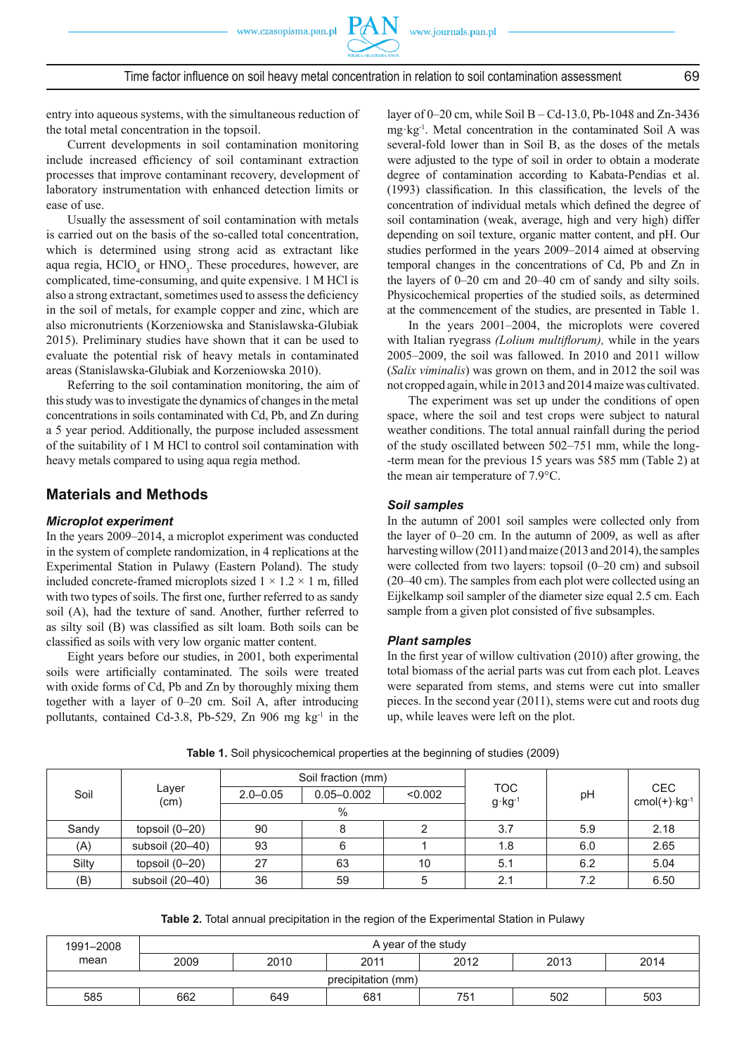entry into aqueous systems, with the simultaneous reduction of the total metal concentration in the topsoil.

Current developments in soil contamination monitoring include increased efficiency of soil contaminant extraction processes that improve contaminant recovery, development of laboratory instrumentation with enhanced detection limits or ease of use.

Usually the assessment of soil contamination with metals is carried out on the basis of the so-called total concentration, which is determined using strong acid as extractant like aqua regia, $HClO_4$ or $HNO_3$. These procedures, however, are complicated, time-consuming, and quite expensive. 1 M HCl is also a strong extractant, sometimes used to assess the deficiency in the soil of metals, for example copper and zinc, which are also micronutrients (Korzeniowska and Stanislawska-Glubiak 2015). Preliminary studies have shown that it can be used to evaluate the potential risk of heavy metals in contaminated areas (Stanislawska-Glubiak and Korzeniowska 2010).

Referring to the soil contamination monitoring, the aim of this study was to investigate the dynamics of changes in the metal concentrations in soils contaminated with Cd, Pb, and Zn during a 5 year period. Additionally, the purpose included assessment of the suitability of 1 M HCl to control soil contamination with heavy metals compared to using aqua regia method.

## Materials and Methods

### *Microplot experiment*

In the years 2009–2014, a microplot experiment was conducted in the system of complete randomization, in 4 replications at the Experimental Station in Pulawy (Eastern Poland). The study included concrete-framed microplots sized 1 × 1.2 × 1 m, filled with two types of soils. The first one, further referred to as sandy soil (A), had the texture of sand. Another, further referred to as silty soil (B) was classified as silt loam. Both soils can be classified as soils with very low organic matter content.

Eight years before our studies, in 2001, both experimental soils were artificially contaminated. The soils were treated with oxide forms of Cd, Pb and Zn by thoroughly mixing them together with a layer of 0–20 cm. Soil A, after introducing pollutants, contained Cd-3.8, Pb-529, Zn 906 mg kg$^{-1}$ in the layer of 0–20 cm, while Soil B – Cd-13.0, Pb-1048 and Zn-3436 mg·kg$^{-1}$. Metal concentration in the contaminated Soil A was several-fold lower than in Soil B, as the doses of the metals were adjusted to the type of soil in order to obtain a moderate degree of contamination according to Kabata-Pendias et al. (1993) classification. In this classification, the levels of the concentration of individual metals which defined the degree of soil contamination (weak, average, high and very high) differ depending on soil texture, organic matter content, and pH. Our studies performed in the years 2009–2014 aimed at observing temporal changes in the concentrations of Cd, Pb and Zn in the layers of 0–20 cm and 20–40 cm of sandy and silty soils. Physicochemical properties of the studied soils, as determined at the commencement of the studies, are presented in Table 1.

In the years 2001–2004, the microplots were covered with Italian ryegrass *(Lolium multiflorum),* while in the years 2005–2009, the soil was fallowed. In 2010 and 2011 willow (*Salix viminalis*) was grown on them, and in 2012 the soil was not cropped again, while in 2013 and 2014 maize was cultivated.

The experiment was set up under the conditions of open space, where the soil and test crops were subject to natural weather conditions. The total annual rainfall during the period of the study oscillated between 502–751 mm, while the long-term mean for the previous 15 years was 585 mm (Table 2) at the mean air temperature of 7.9°C.

### *Soil samples*

In the autumn of 2001 soil samples were collected only from the layer of 0–20 cm. In the autumn of 2009, as well as after harvesting willow (2011) and maize (2013 and 2014), the samples were collected from two layers: topsoil (0–20 cm) and subsoil (20–40 cm). The samples from each plot were collected using an Eijkelkamp soil sampler of the diameter size equal 2.5 cm. Each sample from a given plot consisted of five subsamples.

### *Plant samples*

In the first year of willow cultivation (2010) after growing, the total biomass of the aerial parts was cut from each plot. Leaves were separated from stems, and stems were cut into smaller pieces. In the second year (2011), stems were cut and roots dug up, while leaves were left on the plot.

**Table 1.** Soil physicochemical properties at the beginning of studies (2009)

| Soil | Layer (cm) | Soil fraction (mm) | | | TOC g·kg$^{-1}$ | pH | CEC cmol(+)·kg$^{-1}$ |
|---|---|---|---|---|---|---|---|
| | | 2.0–0.05 | 0.05–0.002 | <0.002 | | | |
| | | % | | | | | |
| Sandy | topsoil (0–20) | 90 | 8 | 2 | 3.7 | 5.9 | 2.18 |
| (A) | subsoil (20–40) | 93 | 6 | 1 | 1.8 | 6.0 | 2.65 |
| Silty | topsoil (0–20) | 27 | 63 | 10 | 5.1 | 6.2 | 5.04 |
| (B) | subsoil (20–40) | 36 | 59 | 5 | 2.1 | 7.2 | 6.50 |

**Table 2.** Total annual precipitation in the region of the Experimental Station in Pulawy

| 1991–2008 mean | A year of the study | | | | | |
|---|---|---|---|---|---|---|
| | 2009 | 2010 | 2011 | 2012 | 2013 | 2014 |
| precipitation (mm) | | | | | | |
| 585 | 662 | 649 | 681 | 751 | 502 | 503 |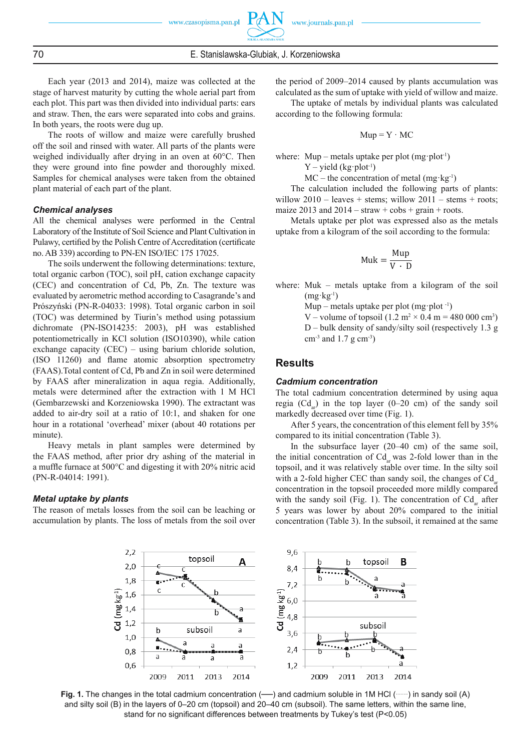Each year (2013 and 2014), maize was collected at the stage of harvest maturity by cutting the whole aerial part from each plot. This part was then divided into individual parts: ears and straw. Then, the ears were separated into cobs and grains. In both years, the roots were dug up.

The roots of willow and maize were carefully brushed off the soil and rinsed with water. All parts of the plants were weighed individually after drying in an oven at 60°C. Then they were ground into fine powder and thoroughly mixed. Samples for chemical analyses were taken from the obtained plant material of each part of the plant.

### *Chemical analyses*

All the chemical analyses were performed in the Central Laboratory of the Institute of Soil Science and Plant Cultivation in Pulawy, certified by the Polish Centre of Accreditation (certificate no. AB 339) according to PN-EN ISO/IEC 175 17025.

The soils underwent the following determinations: texture, total organic carbon (TOC), soil pH, cation exchange capacity (CEC) and concentration of Cd, Pb, Zn. The texture was evaluated by aerometric method according to Casagrande's and Prószyński (PN-R-04033: 1998). Total organic carbon in soil (TOC) was determined by Tiurin's method using potassium dichromate (PN-ISO14235: 2003), pH was established potentiometrically in KCl solution (ISO10390), while cation exchange capacity (CEC) – using barium chloride solution, (ISO 11260) and flame atomic absorption spectrometry (FAAS).Total content of Cd, Pb and Zn in soil were determined by FAAS after mineralization in aqua regia. Additionally, metals were determined after the extraction with 1 M HCl (Gembarzewski and Korzeniowska 1990). The extractant was added to air-dry soil at a ratio of 10:1, and shaken for one hour in a rotational 'overhead' mixer (about 40 rotations per minute).

Heavy metals in plant samples were determined by the FAAS method, after prior dry ashing of the material in a muffle furnace at 500°C and digesting it with 20% nitric acid (PN-R-04014: 1991).

### *Metal uptake by plants*

The reason of metals losses from the soil can be leaching or accumulation by plants. The loss of metals from the soil over the period of 2009–2014 caused by plants accumulation was calculated as the sum of uptake with yield of willow and maize.

The uptake of metals by individual plants was calculated according to the following formula:

$$Mup = Y \cdot MC$$

where: Mup – metals uptake per plot ($mg \cdot plot^{-1}$)
Y – yield ($kg \cdot plot^{-1}$)
MC – the concentration of metal ($mg \cdot kg^{-1}$)

The calculation included the following parts of plants: willow 2010 – leaves + stems; willow 2011 – stems + roots; maize 2013 and 2014 – straw + cobs + grain + roots.

Metals uptake per plot was expressed also as the metals uptake from a kilogram of the soil according to the formula:

$$Muk = \frac{Mup}{V \cdot D}$$

where: Muk – metals uptake from a kilogram of the soil ($mg \cdot kg^{-1}$)
Mup – metals uptake per plot ($mg \cdot plot^{-1}$)
V – volume of topsoil ($1.2\ m^2 \times 0.4\ m = 480\ 000\ cm^3$)
D – bulk density of sandy/silty soil (respectively 1.3 g $cm^{-3}$ and 1.7 g $cm^{-3}$)

## Results

### *Cadmium concentration*

The total cadmium concentration determined by using aqua regia ($Cd_{ar}$) in the top layer (0–20 cm) of the sandy soil markedly decreased over time (Fig. 1).

After 5 years, the concentration of this element fell by 35% compared to its initial concentration (Table 3).

In the subsurface layer (20–40 cm) of the same soil, the initial concentration of $Cd_{ar}$ was 2-fold lower than in the topsoil, and it was relatively stable over time. In the silty soil with a 2-fold higher CEC than sandy soil, the changes of $Cd_{ar}$ concentration in the topsoil proceeded more mildly compared with the sandy soil (Fig. 1). The concentration of $Cd_{ar}$ after 5 years was lower by about 20% compared to the initial concentration (Table 3). In the subsoil, it remained at the same

**Fig. 1.** The changes in the total cadmium concentration (——) and cadmium soluble in 1M HCl (·······) in sandy soil (A) and silty soil (B) in the layers of 0–20 cm (topsoil) and 20–40 cm (subsoil). The same letters, within the same line, stand for no significant differences between treatments by Tukey's test (P<0.05)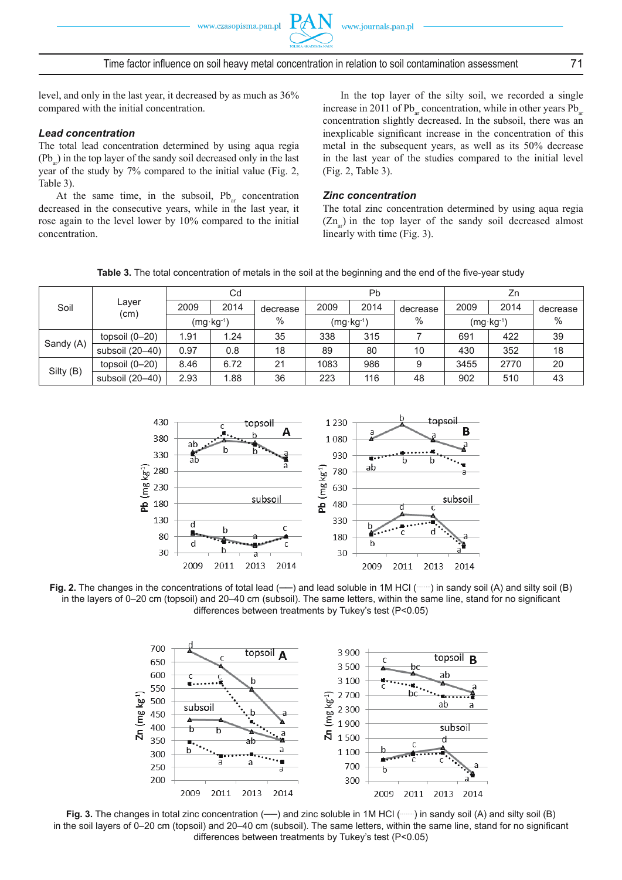level, and only in the last year, it decreased by as much as 36% compared with the initial concentration.

### *Lead concentration*

The total lead concentration determined by using aqua regia ($Pb_{ar}$) in the top layer of the sandy soil decreased only in the last year of the study by 7% compared to the initial value (Fig. 2, Table 3).

At the same time, in the subsoil, $Pb_{ar}$ concentration decreased in the consecutive years, while in the last year, it rose again to the level lower by 10% compared to the initial concentration.

In the top layer of the silty soil, we recorded a single increase in 2011 of $Pb_{ar}$ concentration, while in other years $Pb_{ar}$ concentration slightly decreased. In the subsoil, there was an inexplicable significant increase in the concentration of this metal in the subsequent years, as well as its 50% decrease in the last year of the studies compared to the initial level (Fig. 2, Table 3).

### *Zinc concentration*

The total zinc concentration determined by using aqua regia ($Zn_{ar}$) in the top layer of the sandy soil decreased almost linearly with time (Fig. 3).

**Table 3.** The total concentration of metals in the soil at the beginning and the end of the five-year study

| Soil | Layer (cm) | Cd | | | Pb | | | Zn | | |
|---|---|---|---|---|---|---|---|---|---|---|
| | | 2009 | 2014 | decrease | 2009 | 2014 | decrease | 2009 | 2014 | decrease |
| | | (mg·kg⁻¹) | | % | (mg·kg⁻¹) | | % | (mg·kg⁻¹) | | % |
| Sandy (A) | topsoil (0–20) | 1.91 | 1.24 | 35 | 338 | 315 | 7 | 691 | 422 | 39 |
| | subsoil (20–40) | 0.97 | 0.8 | 18 | 89 | 80 | 10 | 430 | 352 | 18 |
| Silty (B) | topsoil (0–20) | 8.46 | 6.72 | 21 | 1083 | 986 | 9 | 3455 | 2770 | 20 |
| | subsoil (20–40) | 2.93 | 1.88 | 36 | 223 | 116 | 48 | 902 | 510 | 43 |

**Fig. 2.** The changes in the concentrations of total lead (—) and lead soluble in 1M HCl (·······) in sandy soil (A) and silty soil (B) in the layers of 0–20 cm (topsoil) and 20–40 cm (subsoil). The same letters, within the same line, stand for no significant differences between treatments by Tukey's test (P<0.05)

**Fig. 3.** The changes in total zinc concentration (—) and zinc soluble in 1M HCl (·······) in sandy soil (A) and silty soil (B) in the soil layers of 0–20 cm (topsoil) and 20–40 cm (subsoil). The same letters, within the same line, stand for no significant differences between treatments by Tukey's test (P<0.05)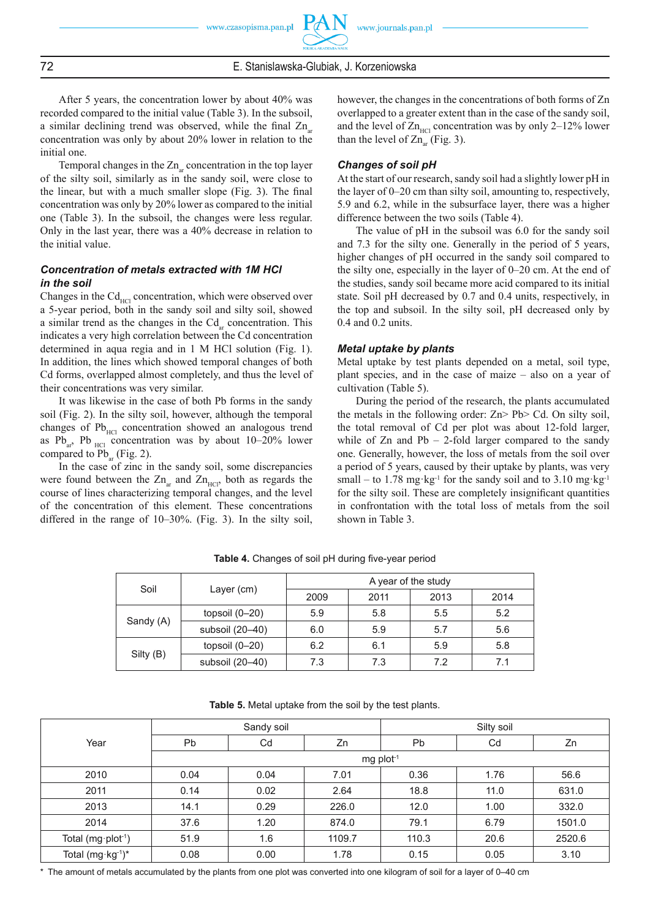After 5 years, the concentration lower by about 40% was recorded compared to the initial value (Table 3). In the subsoil, a similar declining trend was observed, while the final $Zn_{ar}$ concentration was only by about 20% lower in relation to the initial one.

Temporal changes in the $Zn_{ar}$ concentration in the top layer of the silty soil, similarly as in the sandy soil, were close to the linear, but with a much smaller slope (Fig. 3). The final concentration was only by 20% lower as compared to the initial one (Table 3). In the subsoil, the changes were less regular. Only in the last year, there was a 40% decrease in relation to the initial value.

### *Concentration of metals extracted with 1M HCl in the soil*

Changes in the $Cd_{HCl}$ concentration, which were observed over a 5-year period, both in the sandy soil and silty soil, showed a similar trend as the changes in the $Cd_{ar}$ concentration. This indicates a very high correlation between the Cd concentration determined in aqua regia and in 1 M HCl solution (Fig. 1). In addition, the lines which showed temporal changes of both Cd forms, overlapped almost completely, and thus the level of their concentrations was very similar.

It was likewise in the case of both Pb forms in the sandy soil (Fig. 2). In the silty soil, however, although the temporal changes of $Pb_{HCl}$ concentration showed an analogous trend as $Pb_{ar}$, $Pb_{HCl}$ concentration was by about 10–20% lower compared to $Pb_{ar}$ (Fig. 2).

In the case of zinc in the sandy soil, some discrepancies were found between the $Zn_{ar}$ and $Zn_{HCl}$, both as regards the course of lines characterizing temporal changes, and the level of the concentration of this element. These concentrations differed in the range of 10–30%. (Fig. 3). In the silty soil, however, the changes in the concentrations of both forms of Zn overlapped to a greater extent than in the case of the sandy soil, and the level of $Zn_{HCl}$ concentration was by only 2–12% lower than the level of $Zn_{ar}$ (Fig. 3).

### *Changes of soil pH*

At the start of our research, sandy soil had a slightly lower pH in the layer of 0–20 cm than silty soil, amounting to, respectively, 5.9 and 6.2, while in the subsurface layer, there was a higher difference between the two soils (Table 4).

The value of pH in the subsoil was 6.0 for the sandy soil and 7.3 for the silty one. Generally in the period of 5 years, higher changes of pH occurred in the sandy soil compared to the silty one, especially in the layer of 0–20 cm. At the end of the studies, sandy soil became more acid compared to its initial state. Soil pH decreased by 0.7 and 0.4 units, respectively, in the top and subsoil. In the silty soil, pH decreased only by 0.4 and 0.2 units.

### *Metal uptake by plants*

Metal uptake by test plants depended on a metal, soil type, plant species, and in the case of maize – also on a year of cultivation (Table 5).

During the period of the research, the plants accumulated the metals in the following order: Zn> Pb> Cd. On silty soil, the total removal of Cd per plot was about 12-fold larger, while of Zn and Pb – 2-fold larger compared to the sandy one. Generally, however, the loss of metals from the soil over a period of 5 years, caused by their uptake by plants, was very small – to 1.78 $mg \cdot kg^{-1}$ for the sandy soil and to 3.10 $mg \cdot kg^{-1}$ for the silty soil. These are completely insignificant quantities in confrontation with the total loss of metals from the soil shown in Table 3.

**Table 4.** Changes of soil pH during five-year period

| Soil | Layer (cm) | A year of the study | | | |
|---|---|---|---|---|---|
| | | 2009 | 2011 | 2013 | 2014 |
| Sandy (A) | topsoil (0–20) | 5.9 | 5.8 | 5.5 | 5.2 |
| | subsoil (20–40) | 6.0 | 5.9 | 5.7 | 5.6 |
| Silty (B) | topsoil (0–20) | 6.2 | 6.1 | 5.9 | 5.8 |
| | subsoil (20–40) | 7.3 | 7.3 | 7.2 | 7.1 |

**Table 5.** Metal uptake from the soil by the test plants.

| Year | Sandy soil | | | Silty soil | | |
|---|---|---|---|---|---|---|
| | Pb | Cd | Zn | Pb | Cd | Zn |
| | mg plot$^{-1}$ | | | | | |
| 2010 | 0.04 | 0.04 | 7.01 | 0.36 | 1.76 | 56.6 |
| 2011 | 0.14 | 0.02 | 2.64 | 18.8 | 11.0 | 631.0 |
| 2013 | 14.1 | 0.29 | 226.0 | 12.0 | 1.00 | 332.0 |
| 2014 | 37.6 | 1.20 | 874.0 | 79.1 | 6.79 | 1501.0 |
| Total ($mg \cdot plot^{-1}$) | 51.9 | 1.6 | 1109.7 | 110.3 | 20.6 | 2520.6 |
| Total ($mg \cdot kg^{-1}$)* | 0.08 | 0.00 | 1.78 | 0.15 | 0.05 | 3.10 |

\* The amount of metals accumulated by the plants from one plot was converted into one kilogram of soil for a layer of 0–40 cm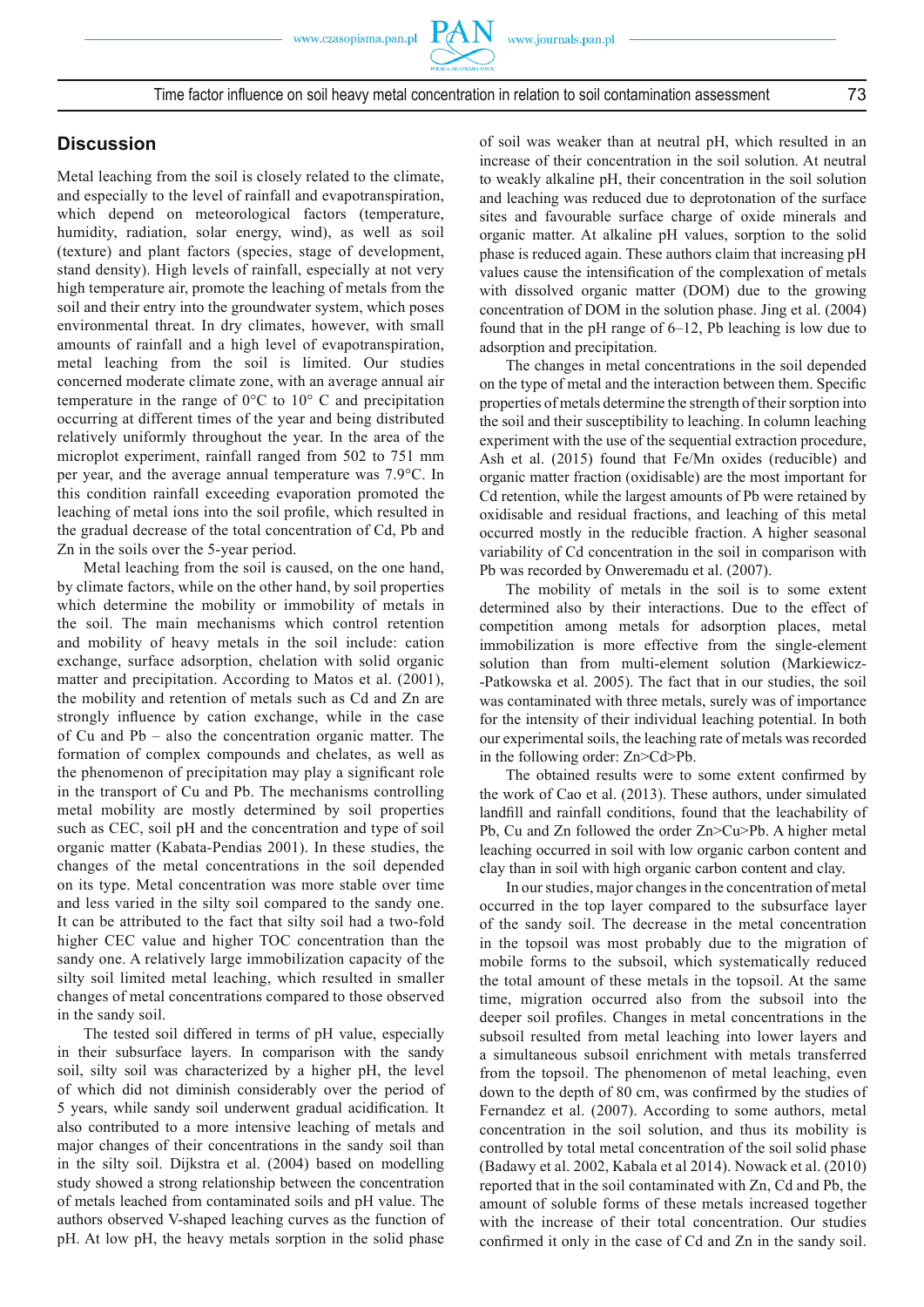## Discussion

Metal leaching from the soil is closely related to the climate, and especially to the level of rainfall and evapotranspiration, which depend on meteorological factors (temperature, humidity, radiation, solar energy, wind), as well as soil (texture) and plant factors (species, stage of development, stand density). High levels of rainfall, especially at not very high temperature air, promote the leaching of metals from the soil and their entry into the groundwater system, which poses environmental threat. In dry climates, however, with small amounts of rainfall and a high level of evapotranspiration, metal leaching from the soil is limited. Our studies concerned moderate climate zone, with an average annual air temperature in the range of 0°C to 10° C and precipitation occurring at different times of the year and being distributed relatively uniformly throughout the year. In the area of the microplot experiment, rainfall ranged from 502 to 751 mm per year, and the average annual temperature was 7.9°C. In this condition rainfall exceeding evaporation promoted the leaching of metal ions into the soil profile, which resulted in the gradual decrease of the total concentration of Cd, Pb and Zn in the soils over the 5-year period.

Metal leaching from the soil is caused, on the one hand, by climate factors, while on the other hand, by soil properties which determine the mobility or immobility of metals in the soil. The main mechanisms which control retention and mobility of heavy metals in the soil include: cation exchange, surface adsorption, chelation with solid organic matter and precipitation. According to Matos et al. (2001), the mobility and retention of metals such as Cd and Zn are strongly influence by cation exchange, while in the case of Cu and Pb – also the concentration organic matter. The formation of complex compounds and chelates, as well as the phenomenon of precipitation may play a significant role in the transport of Cu and Pb. The mechanisms controlling metal mobility are mostly determined by soil properties such as CEC, soil pH and the concentration and type of soil organic matter (Kabata-Pendias 2001). In these studies, the changes of the metal concentrations in the soil depended on its type. Metal concentration was more stable over time and less varied in the silty soil compared to the sandy one. It can be attributed to the fact that silty soil had a two-fold higher CEC value and higher TOC concentration than the sandy one. A relatively large immobilization capacity of the silty soil limited metal leaching, which resulted in smaller changes of metal concentrations compared to those observed in the sandy soil.

The tested soil differed in terms of pH value, especially in their subsurface layers. In comparison with the sandy soil, silty soil was characterized by a higher pH, the level of which did not diminish considerably over the period of 5 years, while sandy soil underwent gradual acidification. It also contributed to a more intensive leaching of metals and major changes of their concentrations in the sandy soil than in the silty soil. Dijkstra et al. (2004) based on modelling study showed a strong relationship between the concentration of metals leached from contaminated soils and pH value. The authors observed V-shaped leaching curves as the function of pH. At low pH, the heavy metals sorption in the solid phase of soil was weaker than at neutral pH, which resulted in an increase of their concentration in the soil solution. At neutral to weakly alkaline pH, their concentration in the soil solution and leaching was reduced due to deprotonation of the surface sites and favourable surface charge of oxide minerals and organic matter. At alkaline pH values, sorption to the solid phase is reduced again. These authors claim that increasing pH values cause the intensification of the complexation of metals with dissolved organic matter (DOM) due to the growing concentration of DOM in the solution phase. Jing et al. (2004) found that in the pH range of 6–12, Pb leaching is low due to adsorption and precipitation.

The changes in metal concentrations in the soil depended on the type of metal and the interaction between them. Specific properties of metals determine the strength of their sorption into the soil and their susceptibility to leaching. In column leaching experiment with the use of the sequential extraction procedure, Ash et al. (2015) found that Fe/Mn oxides (reducible) and organic matter fraction (oxidisable) are the most important for Cd retention, while the largest amounts of Pb were retained by oxidisable and residual fractions, and leaching of this metal occurred mostly in the reducible fraction. A higher seasonal variability of Cd concentration in the soil in comparison with Pb was recorded by Onweremadu et al. (2007).

The mobility of metals in the soil is to some extent determined also by their interactions. Due to the effect of competition among metals for adsorption places, metal immobilization is more effective from the single-element solution than from multi-element solution (Markiewicz-Patkowska et al. 2005). The fact that in our studies, the soil was contaminated with three metals, surely was of importance for the intensity of their individual leaching potential. In both our experimental soils, the leaching rate of metals was recorded in the following order: Zn>Cd>Pb.

The obtained results were to some extent confirmed by the work of Cao et al. (2013). These authors, under simulated landfill and rainfall conditions, found that the leachability of Pb, Cu and Zn followed the order Zn>Cu>Pb. A higher metal leaching occurred in soil with low organic carbon content and clay than in soil with high organic carbon content and clay.

In our studies, major changes in the concentration of metal occurred in the top layer compared to the subsurface layer of the sandy soil. The decrease in the metal concentration in the topsoil was most probably due to the migration of mobile forms to the subsoil, which systematically reduced the total amount of these metals in the topsoil. At the same time, migration occurred also from the subsoil into the deeper soil profiles. Changes in metal concentrations in the subsoil resulted from metal leaching into lower layers and a simultaneous subsoil enrichment with metals transferred from the topsoil. The phenomenon of metal leaching, even down to the depth of 80 cm, was confirmed by the studies of Fernandez et al. (2007). According to some authors, metal concentration in the soil solution, and thus its mobility is controlled by total metal concentration of the soil solid phase (Badawy et al. 2002, Kabala et al 2014). Nowack et al. (2010) reported that in the soil contaminated with Zn, Cd and Pb, the amount of soluble forms of these metals increased together with the increase of their total concentration. Our studies confirmed it only in the case of Cd and Zn in the sandy soil.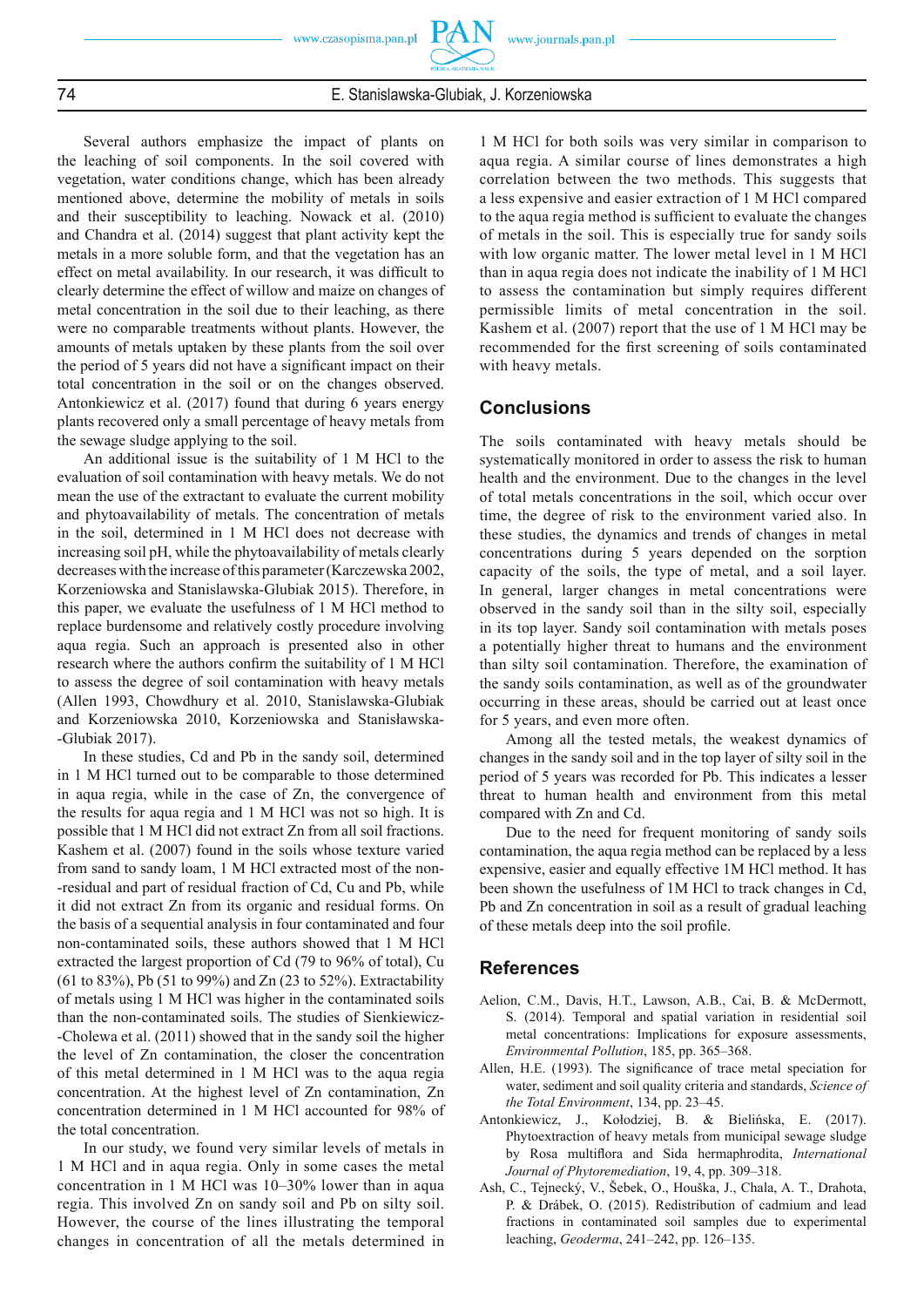Several authors emphasize the impact of plants on the leaching of soil components. In the soil covered with vegetation, water conditions change, which has been already mentioned above, determine the mobility of metals in soils and their susceptibility to leaching. Nowack et al. (2010) and Chandra et al. (2014) suggest that plant activity kept the metals in a more soluble form, and that the vegetation has an effect on metal availability. In our research, it was difficult to clearly determine the effect of willow and maize on changes of metal concentration in the soil due to their leaching, as there were no comparable treatments without plants. However, the amounts of metals uptaken by these plants from the soil over the period of 5 years did not have a significant impact on their total concentration in the soil or on the changes observed. Antonkiewicz et al. (2017) found that during 6 years energy plants recovered only a small percentage of heavy metals from the sewage sludge applying to the soil.

An additional issue is the suitability of 1 M HCl to the evaluation of soil contamination with heavy metals. We do not mean the use of the extractant to evaluate the current mobility and phytoavailability of metals. The concentration of metals in the soil, determined in 1 M HCl does not decrease with increasing soil pH, while the phytoavailability of metals clearly decreases with the increase of this parameter (Karczewska 2002, Korzeniowska and Stanislawska-Glubiak 2015). Therefore, in this paper, we evaluate the usefulness of 1 M HCl method to replace burdensome and relatively costly procedure involving aqua regia. Such an approach is presented also in other research where the authors confirm the suitability of 1 M HCl to assess the degree of soil contamination with heavy metals (Allen 1993, Chowdhury et al. 2010, Stanislawska-Glubiak and Korzeniowska 2010, Korzeniowska and Stanisławska-Glubiak 2017).

In these studies, Cd and Pb in the sandy soil, determined in 1 M HCl turned out to be comparable to those determined in aqua regia, while in the case of Zn, the convergence of the results for aqua regia and 1 M HCl was no so high. It is possible that 1 M HCl did not extract Zn from all soil fractions. Kashem et al. (2007) found in the soils whose texture varied from sand to sandy loam, 1 M HCl extracted most of the non-residual and part of residual fraction of Cd, Cu and Pb, while it did not extract Zn from its organic and residual forms. On the basis of a sequential analysis in four contaminated and four non-contaminated soils, these authors showed that 1 M HCl extracted the largest proportion of Cd (79 to 96% of total), Cu (61 to 83%), Pb (51 to 99%) and Zn (23 to 52%). Extractability of metals using 1 M HCl was higher in the contaminated soils than the non-contaminated soils. The studies of Sienkiewicz-Cholewa et al. (2011) showed that in the sandy soil the higher the level of Zn contamination, the closer the concentration of this metal determined in 1 M HCl was to the aqua regia concentration. At the highest level of Zn contamination, Zn concentration determined in 1 M HCl accounted for 98% of the total concentration.

In our study, we found very similar levels of metals in 1 M HCl and in aqua regia. Only in some cases the metal concentration in 1 M HCl was 10–30% lower than in aqua regia. This involved Zn on sandy soil and Pb on silty soil. However, the course of the lines illustrating the temporal changes in concentration of all the metals determined in 1 M HCl for both soils was very similar in comparison to aqua regia. A similar course of lines demonstrates a high correlation between the two methods. This suggests that a less expensive and easier extraction of 1 M HCl compared to the aqua regia method is sufficient to evaluate the changes of metals in the soil. This is especially true for sandy soils with low organic matter. The lower metal level in 1 M HCl than in aqua regia does not indicate the inability of 1 M HCl to assess the contamination but simply requires different permissible limits of metal concentration in the soil. Kashem et al. (2007) report that the use of 1 M HCl may be recommended for the first screening of soils contaminated with heavy metals.

## Conclusions

The soils contaminated with heavy metals should be systematically monitored in order to assess the risk to human health and the environment. Due to the changes in the level of total metals concentrations in the soil, which occur over time, the degree of risk to the environment varied also. In these studies, the dynamics and trends of changes in metal concentrations during 5 years depended on the sorption capacity of the soils, the type of metal, and a soil layer. In general, larger changes in metal concentrations were observed in the sandy soil than in the silty soil, especially in its top layer. Sandy soil contamination with metals poses a potentially higher threat to humans and the environment than silty soil contamination. Therefore, the examination of the sandy soils contamination, as well as of the groundwater occurring in these areas, should be carried out at least once for 5 years, and even more often.

Among all the tested metals, the weakest dynamics of changes in the sandy soil and in the top layer of silty soil in the period of 5 years was recorded for Pb. This indicates a lesser threat to human health and environment from this metal compared with Zn and Cd.

Due to the need for frequent monitoring of sandy soils contamination, the aqua regia method can be replaced by a less expensive, easier and equally effective 1M HCl method. It has been shown the usefulness of 1M HCl to track changes in Cd, Pb and Zn concentration in soil as a result of gradual leaching of these metals deep into the soil profile.

## References

Aelion, C.M., Davis, H.T., Lawson, A.B., Cai, B. & McDermott, S. (2014). Temporal and spatial variation in residential soil metal concentrations: Implications for exposure assessments, *Environmental Pollution*, 185, pp. 365–368.

Allen, H.E. (1993). The significance of trace metal speciation for water, sediment and soil quality criteria and standards, *Science of the Total Environment*, 134, pp. 23–45.

Antonkiewicz, J., Kołodziej, B. & Bielińska, E. (2017). Phytoextraction of heavy metals from municipal sewage sludge by Rosa multiflora and Sida hermaphrodita, *International Journal of Phytoremediation*, 19, 4, pp. 309–318.

Ash, C., Tejnecký, V., Šebek, O., Houška, J., Chala, A. T., Drahota, P. & Drábek, O. (2015). Redistribution of cadmium and lead fractions in contaminated soil samples due to experimental leaching, *Geoderma*, 241–242, pp. 126–135.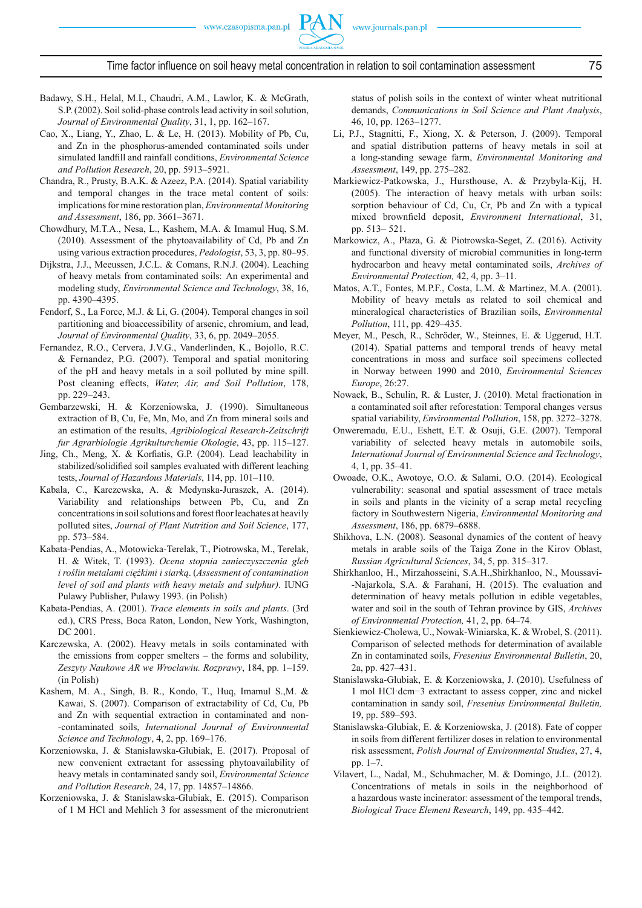Badawy, S.H., Helal, M.I., Chaudri, A.M., Lawlor, K. & McGrath, S.P. (2002). Soil solid-phase controls lead activity in soil solution, *Journal of Environmental Quality*, 31, 1, pp. 162–167.

Cao, X., Liang, Y., Zhao, L. & Le, H. (2013). Mobility of Pb, Cu, and Zn in the phosphorus-amended contaminated soils under simulated landfill and rainfall conditions, *Environmental Science and Pollution Research*, 20, pp. 5913–5921.

Chandra, R., Prusty, B.A.K. & Azeez, P.A. (2014). Spatial variability and temporal changes in the trace metal content of soils: implications for mine restoration plan, *Environmental Monitoring and Assessment*, 186, pp. 3661–3671.

Chowdhury, M.T.A., Nesa, L., Kashem, M.A. & Imamul Huq, S.M. (2010). Assessment of the phytoavailability of Cd, Pb and Zn using various extraction procedures, *Pedologist*, 53, 3, pp. 80–95.

Dijkstra, J.J., Meeussen, J.C.L. & Comans, R.N.J. (2004). Leaching of heavy metals from contaminated soils: An experimental and modeling study, *Environmental Science and Technology*, 38, 16, pp. 4390–4395.

Fendorf, S., La Force, M.J. & Li, G. (2004). Temporal changes in soil partitioning and bioaccessibility of arsenic, chromium, and lead, *Journal of Environmental Quality*, 33, 6, pp. 2049–2055.

Fernandez, R.O., Cervera, J.V.G., Vanderlinden, K., Bojollo, R.C. & Fernandez, P.G. (2007). Temporal and spatial monitoring of the pH and heavy metals in a soil polluted by mine spill. Post cleaning effects, *Water, Air, and Soil Pollution*, 178, pp. 229–243.

Gembarzewski, H. & Korzeniowska, J. (1990). Simultaneous extraction of B, Cu, Fe, Mn, Mo, and Zn from mineral soils and an estimation of the results, *Agribiological Research-Zeitschrift fur Agrarbiologie Agrikulturchemie Okologie*, 43, pp. 115–127.

Jing, Ch., Meng, X. & Korfiatis, G.P. (2004). Lead leachability in stabilized/solidified soil samples evaluated with different leaching tests, *Journal of Hazardous Materials*, 114, pp. 101–110.

Kabala, C., Karczewska, A. & Medynska-Juraszek, A. (2014). Variability and relationships between Pb, Cu, and Zn concentrations in soil solutions and forest floor leachates at heavily polluted sites, *Journal of Plant Nutrition and Soil Science*, 177, pp. 573–584.

Kabata-Pendias, A., Motowicka-Terelak, T., Piotrowska, M., Terelak, H. & Witek, T. (1993). *Ocena stopnia zanieczyszczenia gleb i roślin metalami ciężkimi i siarką*. (*Assessment of contamination level of soil and plants with heavy metals and sulphur).* IUNG Pulawy Publisher, Pulawy 1993. (in Polish)

Kabata-Pendias, A. (2001). *Trace elements in soils and plants*. (3rd ed.), CRS Press, Boca Raton, London, New York, Washington, DC 2001.

Karczewska, A. (2002). Heavy metals in soils contaminated with the emissions from copper smelters – the forms and solubility, *Zeszyty Naukowe AR we Wroclawiu. Rozprawy*, 184, pp. 1–159. (in Polish)

Kashem, M. A., Singh, B. R., Kondo, T., Huq, Imamul S.,M. & Kawai, S. (2007). Comparison of extractability of Cd, Cu, Pb and Zn with sequential extraction in contaminated and non--contaminated soils, *International Journal of Environmental Science and Technology*, 4, 2, pp. 169–176.

Korzeniowska, J. & Stanisławska-Glubiak, E. (2017). Proposal of new convenient extractant for assessing phytoavailability of heavy metals in contaminated sandy soil, *Environmental Science and Pollution Research*, 24, 17, pp. 14857–14866.

Korzeniowska, J. & Stanislawska-Glubiak, E. (2015). Comparison of 1 M HCl and Mehlich 3 for assessment of the micronutrient status of polish soils in the context of winter wheat nutritional demands, *Communications in Soil Science and Plant Analysis*, 46, 10, pp. 1263–1277.

Li, P.J., Stagnitti, F., Xiong, X. & Peterson, J. (2009). Temporal and spatial distribution patterns of heavy metals in soil at a long-standing sewage farm, *Environmental Monitoring and Assessment*, 149, pp. 275–282.

Markiewicz-Patkowska, J., Hursthouse, A. & Przybyla-Kij, H. (2005). The interaction of heavy metals with urban soils: sorption behaviour of Cd, Cu, Cr, Pb and Zn with a typical mixed brownfield deposit, *Environment International*, 31, pp. 513– 521.

Markowicz, A., Płaza, G. & Piotrowska-Seget, Z. (2016). Activity and functional diversity of microbial communities in long-term hydrocarbon and heavy metal contaminated soils, *Archives of Environmental Protection,* 42, 4, pp. 3–11.

Matos, A.T., Fontes, M.P.F., Costa, L.M. & Martinez, M.A. (2001). Mobility of heavy metals as related to soil chemical and mineralogical characteristics of Brazilian soils, *Environmental Pollution*, 111, pp. 429–435.

Meyer, M., Pesch, R., Schröder, W., Steinnes, E. & Uggerud, H.T. (2014). Spatial patterns and temporal trends of heavy metal concentrations in moss and surface soil specimens collected in Norway between 1990 and 2010, *Environmental Sciences Europe*, 26:27.

Nowack, B., Schulin, R. & Luster, J. (2010). Metal fractionation in a contaminated soil after reforestation: Temporal changes versus spatial variability, *Environmental Pollution*, 158, pp. 3272–3278.

Onweremadu, E.U., Eshett, E.T. & Osuji, G.E. (2007). Temporal variability of selected heavy metals in automobile soils, *International Journal of Environmental Science and Technology*, 4, 1, pp. 35–41.

Owoade, O.K., Awotoye, O.O. & Salami, O.O. (2014). Ecological vulnerability: seasonal and spatial assessment of trace metals in soils and plants in the vicinity of a scrap metal recycling factory in Southwestern Nigeria, *Environmental Monitoring and Assessment*, 186, pp. 6879–6888.

Shikhova, L.N. (2008). Seasonal dynamics of the content of heavy metals in arable soils of the Taiga Zone in the Kirov Oblast, *Russian Agricultural Sciences*, 34, 5, pp. 315–317.

Shirkhanloo, H., Mirzahosseini, S.A.H.,Shirkhanloo, N., Moussavi--Najarkola, S.A. & Farahani, H. (2015). The evaluation and determination of heavy metals pollution in edible vegetables, water and soil in the south of Tehran province by GIS, *Archives of Environmental Protection,* 41, 2, pp. 64–74.

Sienkiewicz-Cholewa, U., Nowak-Winiarska, K. & Wrobel, S. (2011). Comparison of selected methods for determination of available Zn in contaminated soils, *Fresenius Environmental Bulletin*, 20, 2a, pp. 427–431.

Stanislawska-Glubiak, E. & Korzeniowska, J. (2010). Usefulness of 1 mol HCl·dcm−3 extractant to assess copper, zinc and nickel contamination in sandy soil, *Fresenius Environmental Bulletin,* 19, pp. 589–593.

Stanislawska-Glubiak, E. & Korzeniowska, J. (2018). Fate of copper in soils from different fertilizer doses in relation to environmental risk assessment, *Polish Journal of Environmental Studies*, 27, 4, pp. 1–7.

Vilavert, L., Nadal, M., Schuhmacher, M. & Domingo, J.L. (2012). Concentrations of metals in soils in the neighborhood of a hazardous waste incinerator: assessment of the temporal trends, *Biological Trace Element Research*, 149, pp. 435–442.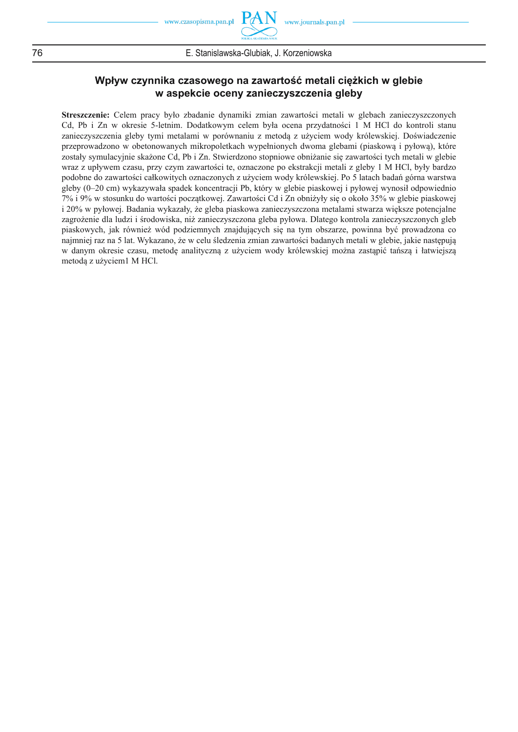## Wpływ czynnika czasowego na zawartość metali ciężkich w glebie w aspekcie oceny zanieczyszczenia gleby

**Streszczenie:** Celem pracy było zbadanie dynamiki zmian zawartości metali w glebach zanieczyszczonych Cd, Pb i Zn w okresie 5-letnim. Dodatkowym celem była ocena przydatności 1 M HCl do kontroli stanu zanieczyszczenia gleby tymi metalami w porównaniu z metodą z użyciem wody królewskiej. Doświadczenie przeprowadzono w obetonowanych mikropoletkach wypełnionych dwoma glebami (piaskową i pyłową), które zostały symulacyjnie skażone Cd, Pb i Zn. Stwierdzono stopniowe obniżanie się zawartości tych metali w glebie wraz z upływem czasu, przy czym zawartości te, oznaczone po ekstrakcji metali z gleby 1 M HCl, były bardzo podobne do zawartości całkowitych oznaczonych z użyciem wody królewskiej. Po 5 latach badań górna warstwa gleby (0–20 cm) wykazywała spadek koncentracji Pb, który w glebie piaskowej i pyłowej wynosił odpowiednio 7% i 9% w stosunku do wartości początkowej. Zawartości Cd i Zn obniżyły się o około 35% w glebie piaskowej i 20% w pyłowej. Badania wykazały, że gleba piaskowa zanieczyszczona metalami stwarza większe potencjalne zagrożenie dla ludzi i środowiska, niż zanieczyszczona gleba pyłowa. Dlatego kontrola zanieczyszczonych gleb piaskowych, jak również wód podziemnych znajdujących się na tym obszarze, powinna być prowadzona co najmniej raz na 5 lat. Wykazano, że w celu śledzenia zmian zawartości badanych metali w glebie, jakie następują w danym okresie czasu, metodę analityczną z użyciem wody królewskiej można zastąpić tańszą i łatwiejszą metodą z użyciem1 M HCl.